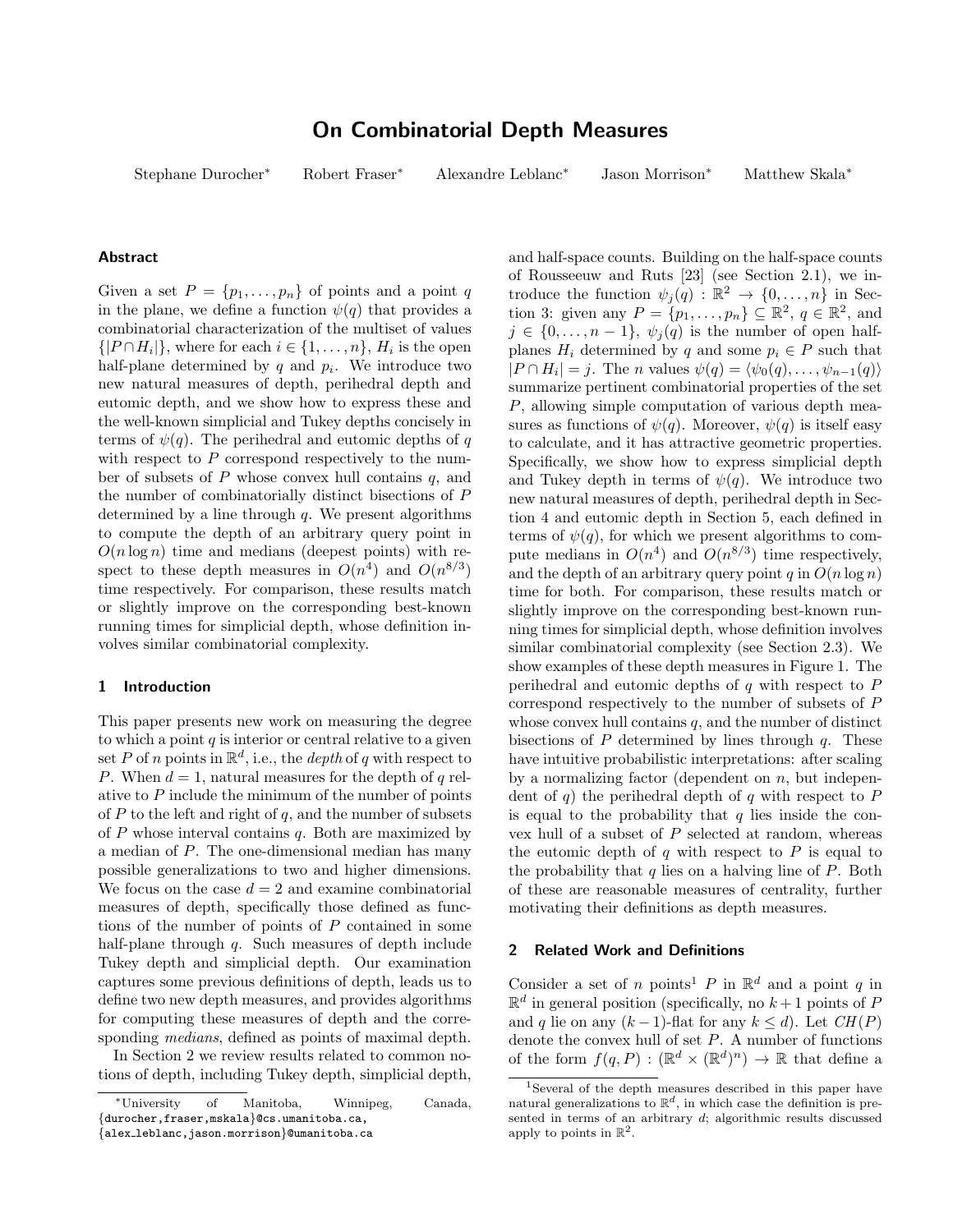# On Combinatorial Depth Measures

Stephane Durocher* Robert Fraser* Alexandre Leblanc* Jason Morrison* Matthew Skala*

## Abstract

Given a set $P = \{p_1, \dots, p_n\}$ of points and a point $q$ in the plane, we define a function $\psi(q)$ that provides a combinatorial characterization of the multiset of values $\{|P \cap H_i|\}$, where for each $i \in \{1, \dots, n\}$, $H_i$ is the open half-plane determined by $q$ and $p_i$. We introduce two new natural measures of depth, perihedral depth and eutomic depth, and we show how to express these and the well-known simplicial and Tukey depths concisely in terms of $\psi(q)$. The perihedral and eutomic depths of $q$ with respect to $P$ correspond respectively to the number of subsets of $P$ whose convex hull contains $q$, and the number of combinatorially distinct bisections of $P$ determined by a line through $q$. We present algorithms to compute the depth of an arbitrary query point in $O(n \log n)$ time and medians (deepest points) with respect to these depth measures in $O(n^4)$ and $O(n^{8/3})$ time respectively. For comparison, these results match or slightly improve on the corresponding best-known running times for simplicial depth, whose definition involves similar combinatorial complexity.

## 1 Introduction

This paper presents new work on measuring the degree to which a point $q$ is interior or central relative to a given set $P$ of $n$ points in $\mathbb{R}^d$, i.e., the *depth* of $q$ with respect to $P$. When $d = 1$, natural measures for the depth of $q$ relative to $P$ include the minimum of the number of points of $P$ to the left and right of $q$, and the number of subsets of $P$ whose interval contains $q$. Both are maximized by a median of $P$. The one-dimensional median has many possible generalizations to two and higher dimensions. We focus on the case $d = 2$ and examine combinatorial measures of depth, specifically those defined as functions of the number of points of $P$ contained in some half-plane through $q$. Such measures of depth include Tukey depth and simplicial depth. Our examination captures some previous definitions of depth, leads us to define two new depth measures, and provides algorithms for computing these measures of depth and the corresponding *medians*, defined as points of maximal depth.

In Section 2 we review results related to common notions of depth, including Tukey depth, simplicial depth, and half-space counts. Building on the half-space counts of Rousseeuw and Ruts [23] (see Section 2.1), we introduce the function $\psi_j(q) : \mathbb{R}^2 \to \{0, \dots, n\}$ in Section 3: given any $P = \{p_1, \dots, p_n\} \subseteq \mathbb{R}^2$, $q \in \mathbb{R}^2$, and $j \in \{0, \dots, n-1\}$, $\psi_j(q)$ is the number of open half-planes $H_i$ determined by $q$ and some $p_i \in P$ such that $|P \cap H_i| = j$. The $n$ values $\psi(q) = \langle \psi_0(q), \dots, \psi_{n-1}(q) \rangle$ summarize pertinent combinatorial properties of the set $P$, allowing simple computation of various depth measures as functions of $\psi(q)$. Moreover, $\psi(q)$ is itself easy to calculate, and it has attractive geometric properties. Specifically, we show how to express simplicial depth and Tukey depth in terms of $\psi(q)$. We introduce two new natural measures of depth, perihedral depth in Section 4 and eutomic depth in Section 5, each defined in terms of $\psi(q)$, for which we present algorithms to compute medians in $O(n^4)$ and $O(n^{8/3})$ time respectively, and the depth of an arbitrary query point $q$ in $O(n \log n)$ time for both. For comparison, these results match or slightly improve on the corresponding best-known running times for simplicial depth, whose definition involves similar combinatorial complexity (see Section 2.3). We show examples of these depth measures in Figure 1. The perihedral and eutomic depths of $q$ with respect to $P$ correspond respectively to the number of subsets of $P$ whose convex hull contains $q$, and the number of distinct bisections of $P$ determined by lines through $q$. These have intuitive probabilistic interpretations: after scaling by a normalizing factor (dependent on $n$, but independent of $q$) the perihedral depth of $q$ with respect to $P$ is equal to the probability that $q$ lies inside the convex hull of a subset of $P$ selected at random, whereas the eutomic depth of $q$ with respect to $P$ is equal to the probability that $q$ lies on a halving line of $P$. Both of these are reasonable measures of centrality, further motivating their definitions as depth measures.

## 2 Related Work and Definitions

Consider a set of $n$ points[1] $P$ in $\mathbb{R}^d$ and a point $q$ in $\mathbb{R}^d$ in general position (specifically, no $k+1$ points of $P$ and $q$ lie on any $(k-1)$-flat for any $k \leq d$). Let $CH(P)$ denote the convex hull of set $P$. A number of functions of the form $f(q, P) : (\mathbb{R}^d \times (\mathbb{R}^d)^n) \to \mathbb{R}$ that define a

---

*University of Manitoba, Winnipeg, Canada, {durocher,fraser,mskala}@cs.umanitoba.ca, {alex_leblanc,jason.morrison}@umanitoba.ca

[1] Several of the depth measures described in this paper have natural generalizations to $\mathbb{R}^d$, in which case the definition is presented in terms of an arbitrary $d$; algorithmic results discussed apply to points in $\mathbb{R}^2$.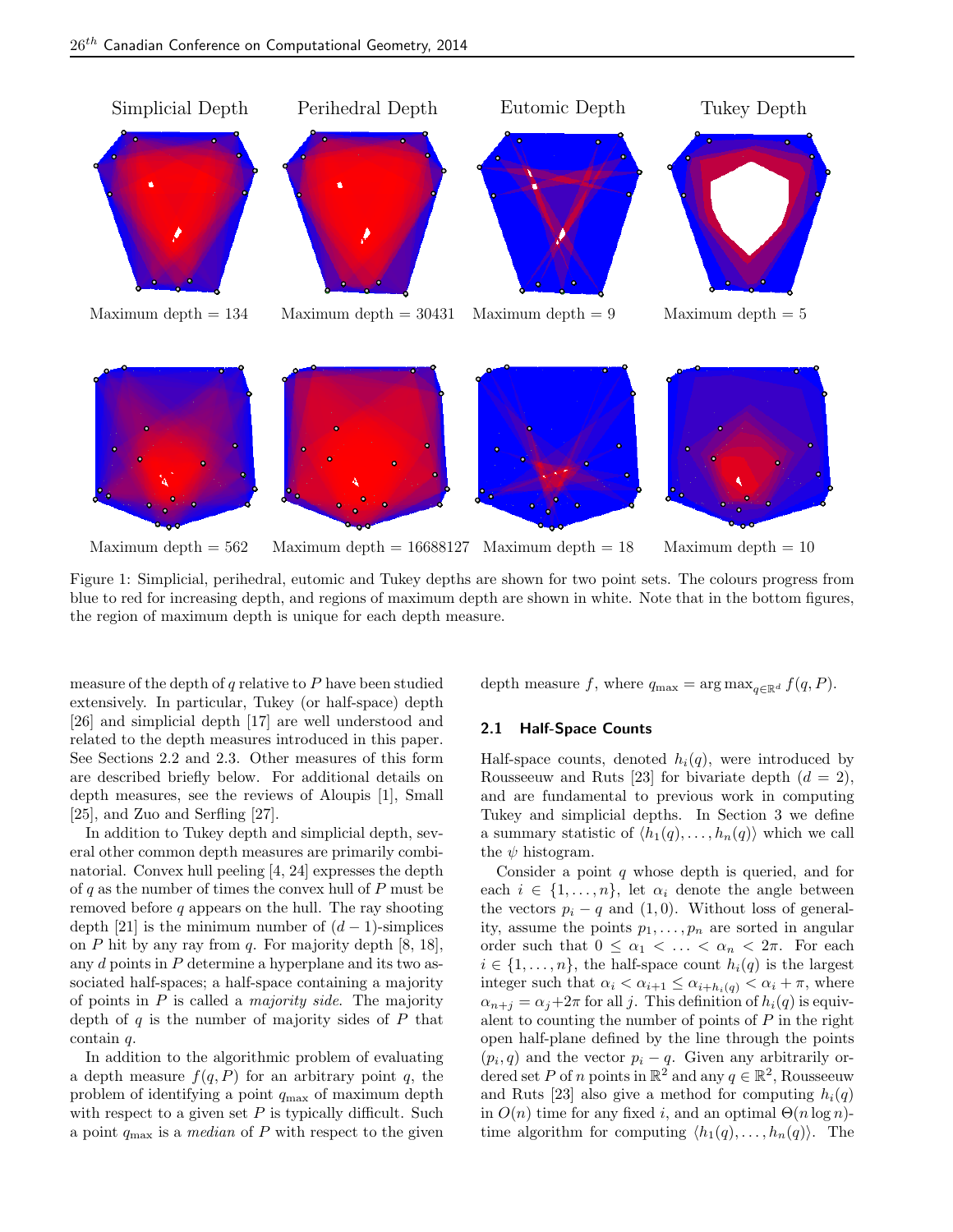Simplicial Depth | Perihedral Depth | Eutomic Depth | Tukey Depth

Maximum depth = 134 | Maximum depth = 30431 | Maximum depth = 9 | Maximum depth = 5

Maximum depth = 562 | Maximum depth = 16688127 | Maximum depth = 18 | Maximum depth = 10

Figure 1: Simplicial, perihedral, eutomic and Tukey depths are shown for two point sets. The colours progress from blue to red for increasing depth, and regions of maximum depth are shown in white. Note that in the bottom figures, the region of maximum depth is unique for each depth measure.

measure of the depth of $q$ relative to $P$ have been studied extensively. In particular, Tukey (or half-space) depth [26] and simplicial depth [17] are well understood and related to the depth measures introduced in this paper. See Sections 2.2 and 2.3. Other measures of this form are described briefly below. For additional details on depth measures, see the reviews of Aloupis [1], Small [25], and Zuo and Serfling [27].

In addition to Tukey depth and simplicial depth, several other common depth measures are primarily combinatorial. Convex hull peeling [4, 24] expresses the depth of $q$ as the number of times the convex hull of $P$ must be removed before $q$ appears on the hull. The ray shooting depth [21] is the minimum number of $(d-1)$-simplices on $P$ hit by any ray from $q$. For majority depth [8, 18], any $d$ points in $P$ determine a hyperplane and its two associated half-spaces; a half-space containing a majority of points in $P$ is called a *majority side*. The majority depth of $q$ is the number of majority sides of $P$ that contain $q$.

In addition to the algorithmic problem of evaluating a depth measure $f(q, P)$ for an arbitrary point $q$, the problem of identifying a point $q_{\max}$ of maximum depth with respect to a given set $P$ is typically difficult. Such a point $q_{\max}$ is a *median* of $P$ with respect to the given depth measure $f$, where $q_{\max} = \arg\max_{q \in \mathbb{R}^d} f(q, P)$.

### 2.1 Half-Space Counts

Half-space counts, denoted $h_i(q)$, were introduced by Rousseeuw and Ruts [23] for bivariate depth ($d = 2$), and are fundamental to previous work in computing Tukey and simplicial depths. In Section 3 we define a summary statistic of $\langle h_1(q), \ldots, h_n(q) \rangle$ which we call the $\psi$ histogram.

Consider a point $q$ whose depth is queried, and for each $i \in \{1, \ldots, n\}$, let $\alpha_i$ denote the angle between the vectors $p_i - q$ and $(1, 0)$. Without loss of generality, assume the points $p_1, \ldots, p_n$ are sorted in angular order such that $0 \leq \alpha_1 < \ldots < \alpha_n < 2\pi$. For each $i \in \{1, \ldots, n\}$, the half-space count $h_i(q)$ is the largest integer such that $\alpha_i < \alpha_{i+1} \leq \alpha_{i+h_i(q)} < \alpha_i + \pi$, where $\alpha_{n+j} = \alpha_j + 2\pi$ for all $j$. This definition of $h_i(q)$ is equivalent to counting the number of points of $P$ in the right open half-plane defined by the line through the points $(p_i, q)$ and the vector $p_i - q$. Given any arbitrarily ordered set $P$ of $n$ points in $\mathbb{R}^2$ and any $q \in \mathbb{R}^2$, Rousseeuw and Ruts [23] also give a method for computing $h_i(q)$ in $O(n)$ time for any fixed $i$, and an optimal $\Theta(n \log n)$-time algorithm for computing $\langle h_1(q), \ldots, h_n(q) \rangle$. The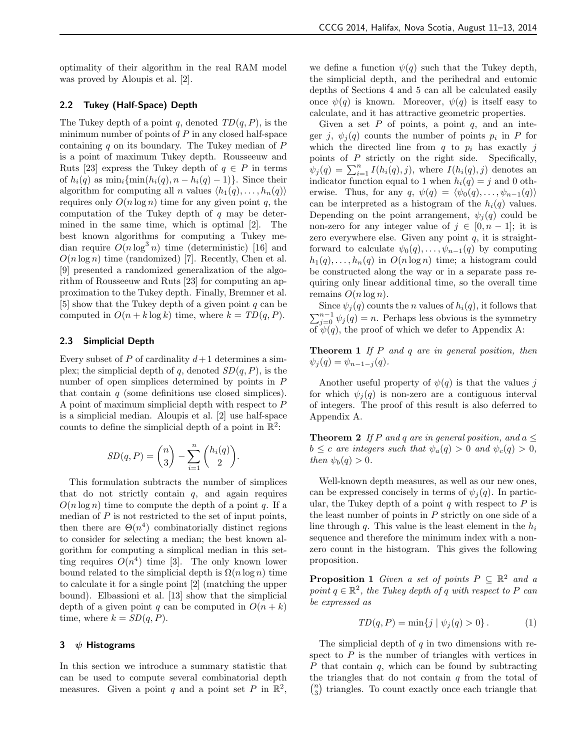optimality of their algorithm in the real RAM model was proved by Aloupis et al. [2].

### 2.2 Tukey (Half-Space) Depth

The Tukey depth of a point $q$, denoted $TD(q, P)$, is the minimum number of points of $P$ in any closed half-space containing $q$ on its boundary. The Tukey median of $P$ is a point of maximum Tukey depth. Rousseeuw and Ruts [23] express the Tukey depth of $q \in P$ in terms of $h_i(q)$ as $\min_i\{\min(h_i(q), n - h_i(q) - 1)\}$. Since their algorithm for computing all $n$ values $\langle h_1(q), \ldots, h_n(q)\rangle$ requires only $O(n \log n)$ time for any given point $q$, the computation of the Tukey depth of $q$ may be determined in the same time, which is optimal [2]. The best known algorithms for computing a Tukey median require $O(n \log^3 n)$ time (deterministic) [16] and $O(n \log n)$ time (randomized) [7]. Recently, Chen et al. [9] presented a randomized generalization of the algorithm of Rousseeuw and Ruts [23] for computing an approximation to the Tukey depth. Finally, Bremner et al. [5] show that the Tukey depth of a given point $q$ can be computed in $O(n + k \log k)$ time, where $k = TD(q, P)$.

### 2.3 Simplicial Depth

Every subset of $P$ of cardinality $d+1$ determines a simplex; the simplicial depth of $q$, denoted $SD(q, P)$, is the number of open simplices determined by points in $P$ that contain $q$ (some definitions use closed simplices). A point of maximum simplicial depth with respect to $P$ is a simplicial median. Aloupis et al. [2] use half-space counts to define the simplicial depth of a point in $\mathbb{R}^2$:

$$SD(q, P) = \binom{n}{3} - \sum_{i=1}^{n} \binom{h_i(q)}{2}.$$

This formulation subtracts the number of simplices that do not strictly contain $q$, and again requires $O(n \log n)$ time to compute the depth of a point $q$. If a median of $P$ is not restricted to the set of input points, then there are $\Theta(n^4)$ combinatorially distinct regions to consider for selecting a median; the best known algorithm for computing a simplical median in this setting requires $O(n^4)$ time [3]. The only known lower bound related to the simplicial depth is $\Omega(n \log n)$ time to calculate it for a single point [2] (matching the upper bound). Elbassioni et al. [13] show that the simplicial depth of a given point $q$ can be computed in $O(n + k)$ time, where $k = SD(q, P)$.

## 3 $\psi$ Histograms

In this section we introduce a summary statistic that can be used to compute several combinatorial depth measures. Given a point $q$ and a point set $P$ in $\mathbb{R}^2$, we define a function $\psi(q)$ such that the Tukey depth, the simplicial depth, and the perihedral and eutomic depths of Sections 4 and 5 can all be calculated easily once $\psi(q)$ is known. Moreover, $\psi(q)$ is itself easy to calculate, and it has attractive geometric properties.

Given a set $P$ of points, a point $q$, and an integer $j$, $\psi_j(q)$ counts the number of points $p_i$ in $P$ for which the directed line from $q$ to $p_i$ has exactly $j$ points of $P$ strictly on the right side. Specifically, $\psi_j(q) = \sum_{i=1}^{n} I(h_i(q), j)$, where $I(h_i(q), j)$ denotes an indicator function equal to 1 when $h_i(q) = j$ and 0 otherwise. Thus, for any $q$, $\psi(q) = \langle \psi_0(q), \ldots, \psi_{n-1}(q)\rangle$ can be interpreted as a histogram of the $h_i(q)$ values. Depending on the point arrangement, $\psi_j(q)$ could be non-zero for any integer value of $j \in [0, n-1]$; it is zero everywhere else. Given any point $q$, it is straightforward to calculate $\psi_0(q), \ldots, \psi_{n-1}(q)$ by computing $h_1(q), \ldots, h_n(q)$ in $O(n \log n)$ time; a histogram could be constructed along the way or in a separate pass requiring only linear additional time, so the overall time remains $O(n \log n)$.

Since $\psi_j(q)$ counts the $n$ values of $h_i(q)$, it follows that $\sum_{j=0}^{n-1} \psi_j(q) = n$. Perhaps less obvious is the symmetry of $\psi(q)$, the proof of which we defer to Appendix A:

**Theorem 1** *If $P$ and $q$ are in general position, then $\psi_j(q) = \psi_{n-1-j}(q)$.*

Another useful property of $\psi(q)$ is that the values $j$ for which $\psi_j(q)$ is non-zero are a contiguous interval of integers. The proof of this result is also deferred to Appendix A.

**Theorem 2** *If $P$ and $q$ are in general position, and $a \leq b \leq c$ are integers such that $\psi_a(q) > 0$ and $\psi_c(q) > 0$, then $\psi_b(q) > 0$.*

Well-known depth measures, as well as our new ones, can be expressed concisely in terms of $\psi_j(q)$. In particular, the Tukey depth of a point $q$ with respect to $P$ is the least number of points in $P$ strictly on one side of a line through $q$. This value is the least element in the $h_i$ sequence and therefore the minimum index with a non-zero count in the histogram. This gives the following proposition.

**Proposition 1** *Given a set of points $P \subseteq \mathbb{R}^2$ and a point $q \in \mathbb{R}^2$, the Tukey depth of $q$ with respect to $P$ can be expressed as*

$$TD(q, P) = \min\{j \mid \psi_j(q) > 0\}. \qquad (1)$$

The simplicial depth of $q$ in two dimensions with respect to $P$ is the number of triangles with vertices in $P$ that contain $q$, which can be found by subtracting the triangles that do not contain $q$ from the total of $\binom{n}{3}$ triangles. To count exactly once each triangle that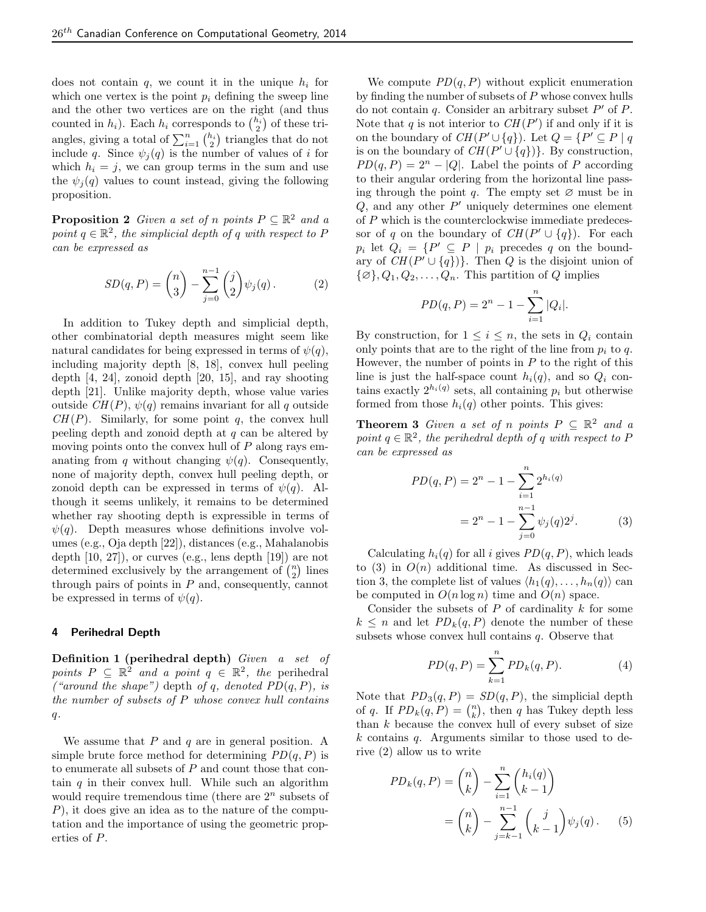does not contain $q$, we count it in the unique $h_i$ for which one vertex is the point $p_i$ defining the sweep line and the other two vertices are on the right (and thus counted in $h_i$). Each $h_i$ corresponds to $\binom{h_i}{2}$ of these triangles, giving a total of $\sum_{i=1}^{n} \binom{h_i}{2}$ triangles that do not include $q$. Since $\psi_j(q)$ is the number of values of $i$ for which $h_i = j$, we can group terms in the sum and use the $\psi_j(q)$ values to count instead, giving the following proposition.

**Proposition 2** *Given a set of $n$ points $P \subseteq \mathbb{R}^2$ and a point $q \in \mathbb{R}^2$, the simplicial depth of $q$ with respect to $P$ can be expressed as*

$$SD(q, P) = \binom{n}{3} - \sum_{j=0}^{n-1} \binom{j}{2} \psi_j(q). \tag{2}$$

In addition to Tukey depth and simplicial depth, other combinatorial depth measures might seem like natural candidates for being expressed in terms of $\psi(q)$, including majority depth [8, 18], convex hull peeling depth [4, 24], zonoid depth [20, 15], and ray shooting depth [21]. Unlike majority depth, whose value varies outside $CH(P)$, $\psi(q)$ remains invariant for all $q$ outside $CH(P)$. Similarly, for some point $q$, the convex hull peeling depth and zonoid depth at $q$ can be altered by moving points onto the convex hull of $P$ along rays emanating from $q$ without changing $\psi(q)$. Consequently, none of majority depth, convex hull peeling depth, or zonoid depth can be expressed in terms of $\psi(q)$. Although it seems unlikely, it remains to be determined whether ray shooting depth is expressible in terms of $\psi(q)$. Depth measures whose definitions involve volumes (e.g., Oja depth [22]), distances (e.g., Mahalanobis depth [10, 27]), or curves (e.g., lens depth [19]) are not determined exclusively by the arrangement of $\binom{n}{2}$ lines through pairs of points in $P$ and, consequently, cannot be expressed in terms of $\psi(q)$.

## 4 Perihedral Depth

**Definition 1 (perihedral depth)** *Given a set of points $P \subseteq \mathbb{R}^2$ and a point $q \in \mathbb{R}^2$, the* perihedral *("around the shape") depth of $q$, denoted $PD(q, P)$, is the number of subsets of $P$ whose convex hull contains $q$.*

We assume that $P$ and $q$ are in general position. A simple brute force method for determining $PD(q, P)$ is to enumerate all subsets of $P$ and count those that contain $q$ in their convex hull. While such an algorithm would require tremendous time (there are $2^n$ subsets of $P$), it does give an idea as to the nature of the computation and the importance of using the geometric properties of $P$.

We compute $PD(q, P)$ without explicit enumeration by finding the number of subsets of $P$ whose convex hulls do not contain $q$. Consider an arbitrary subset $P'$ of $P$. Note that $q$ is not interior to $CH(P')$ if and only if it is on the boundary of $CH(P' \cup \{q\})$. Let $Q = \{P' \subseteq P \mid q$ is on the boundary of $CH(P' \cup \{q\})\}$. By construction, $PD(q, P) = 2^n - |Q|$. Label the points of $P$ according to their angular ordering from the horizontal line passing through the point $q$. The empty set $\varnothing$ must be in $Q$, and any other $P'$ uniquely determines one element of $P$ which is the counterclockwise immediate predecessor of $q$ on the boundary of $CH(P' \cup \{q\})$. For each $p_i$ let $Q_i = \{P' \subseteq P \mid p_i$ precedes $q$ on the boundary of $CH(P' \cup \{q\})\}$. Then $Q$ is the disjoint union of $\{\varnothing\}, Q_1, Q_2, \ldots, Q_n$. This partition of $Q$ implies

$$PD(q, P) = 2^n - 1 - \sum_{i=1}^{n} |Q_i|.$$

By construction, for $1 \leq i \leq n$, the sets in $Q_i$ contain only points that are to the right of the line from $p_i$ to $q$. However, the number of points in $P$ to the right of this line is just the half-space count $h_i(q)$, and so $Q_i$ contains exactly $2^{h_i(q)}$ sets, all containing $p_i$ but otherwise formed from those $h_i(q)$ other points. This gives:

**Theorem 3** *Given a set of $n$ points $P \subseteq \mathbb{R}^2$ and a point $q \in \mathbb{R}^2$, the perihedral depth of $q$ with respect to $P$ can be expressed as*

$$\begin{aligned} PD(q, P) &= 2^n - 1 - \sum_{i=1}^{n} 2^{h_i(q)} \\ &= 2^n - 1 - \sum_{j=0}^{n-1} \psi_j(q) 2^j. \end{aligned} \tag{3}$$

Calculating $h_i(q)$ for all $i$ gives $PD(q, P)$, which leads to (3) in $O(n)$ additional time. As discussed in Section 3, the complete list of values $\langle h_1(q), \ldots, h_n(q) \rangle$ can be computed in $O(n \log n)$ time and $O(n)$ space.

Consider the subsets of $P$ of cardinality $k$ for some $k \leq n$ and let $PD_k(q, P)$ denote the number of these subsets whose convex hull contains $q$. Observe that

$$PD(q, P) = \sum_{k=1}^{n} PD_k(q, P). \tag{4}$$

Note that $PD_3(q, P) = SD(q, P)$, the simplicial depth of $q$. If $PD_k(q, P) = \binom{n}{k}$, then $q$ has Tukey depth less than $k$ because the convex hull of every subset of size $k$ contains $q$. Arguments similar to those used to derive (2) allow us to write

$$\begin{aligned} PD_k(q, P) &= \binom{n}{k} - \sum_{i=1}^{n} \binom{h_i(q)}{k-1} \\ &= \binom{n}{k} - \sum_{j=k-1}^{n-1} \binom{j}{k-1} \psi_j(q). \end{aligned} \tag{5}$$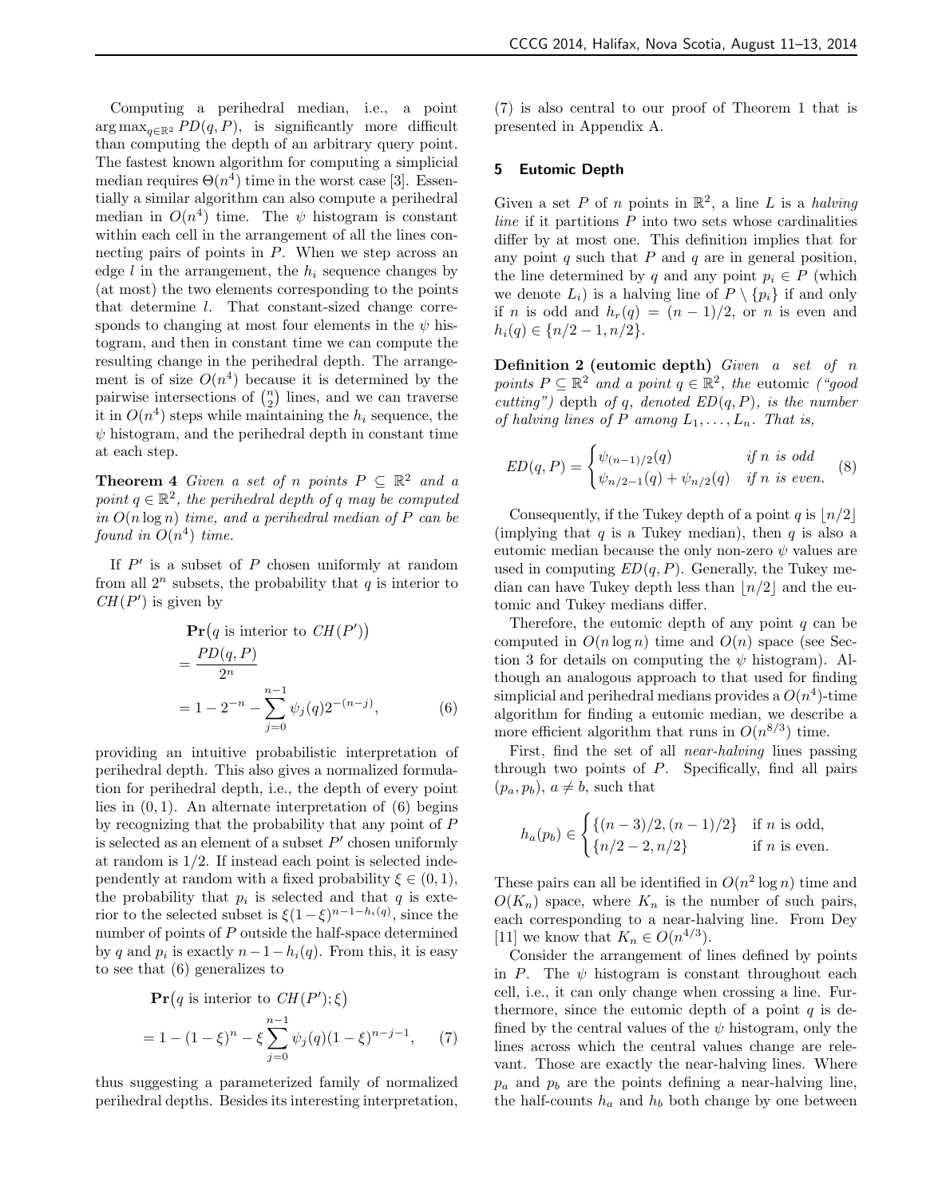Computing a perihedral median, i.e., a point $\arg\max_{q\in\mathbb{R}^2} PD(q,P)$, is significantly more difficult than computing the depth of an arbitrary query point. The fastest known algorithm for computing a simplicial median requires $\Theta(n^4)$ time in the worst case [3]. Essentially a similar algorithm can also compute a perihedral median in $O(n^4)$ time. The $\psi$ histogram is constant within each cell in the arrangement of all the lines connecting pairs of points in $P$. When we step across an edge $l$ in the arrangement, the $h_i$ sequence changes by (at most) the two elements corresponding to the points that determine $l$. That constant-sized change corresponds to changing at most four elements in the $\psi$ histogram, and then in constant time we can compute the resulting change in the perihedral depth. The arrangement is of size $O(n^4)$ because it is determined by the pairwise intersections of $\binom{n}{2}$ lines, and we can traverse it in $O(n^4)$ steps while maintaining the $h_i$ sequence, the $\psi$ histogram, and the perihedral depth in constant time at each step.

**Theorem 4** *Given a set of $n$ points $P \subseteq \mathbb{R}^2$ and a point $q \in \mathbb{R}^2$, the perihedral depth of $q$ may be computed in $O(n \log n)$ time, and a perihedral median of $P$ can be found in $O(n^4)$ time.*

If $P'$ is a subset of $P$ chosen uniformly at random from all $2^n$ subsets, the probability that $q$ is interior to $CH(P')$ is given by

$$
\begin{aligned}
&\mathbf{Pr}\big(q \text{ is interior to } CH(P')\big)\\
&= \frac{PD(q,P)}{2^n}\\
&= 1 - 2^{-n} - \sum_{j=0}^{n-1} \psi_j(q) 2^{-(n-j)}, \qquad (6)
\end{aligned}
$$

providing an intuitive probabilistic interpretation of perihedral depth. This also gives a normalized formulation for perihedral depth, i.e., the depth of every point lies in $(0,1)$. An alternate interpretation of (6) begins by recognizing that the probability that any point of $P$ is selected as an element of a subset $P'$ chosen uniformly at random is $1/2$. If instead each point is selected independently at random with a fixed probability $\xi \in (0,1)$, the probability that $p_i$ is selected and that $q$ is exterior to the selected subset is $\xi(1-\xi)^{n-1-h_i(q)}$, since the number of points of $P$ outside the half-space determined by $q$ and $p_i$ is exactly $n-1-h_i(q)$. From this, it is easy to see that (6) generalizes to

$$
\begin{aligned}
&\mathbf{Pr}\big(q \text{ is interior to } CH(P');\xi\big)\\
&= 1 - (1-\xi)^n - \xi \sum_{j=0}^{n-1} \psi_j(q)(1-\xi)^{n-j-1}, \qquad (7)
\end{aligned}
$$

thus suggesting a parameterized family of normalized perihedral depths. Besides its interesting interpretation, (7) is also central to our proof of Theorem 1 that is presented in Appendix A.

## 5 Eutomic Depth

Given a set $P$ of $n$ points in $\mathbb{R}^2$, a line $L$ is a *halving line* if it partitions $P$ into two sets whose cardinalities differ by at most one. This definition implies that for any point $q$ such that $P$ and $q$ are in general position, the line determined by $q$ and any point $p_i \in P$ (which we denote $L_i$) is a halving line of $P \setminus \{p_i\}$ if and only if $n$ is odd and $h_r(q) = (n-1)/2$, or $n$ is even and $h_i(q) \in \{n/2-1, n/2\}$.

**Definition 2 (eutomic depth)** *Given a set of $n$ points $P \subseteq \mathbb{R}^2$ and a point $q \in \mathbb{R}^2$, the* eutomic *("good cutting") depth of $q$, denoted $ED(q,P)$, is the number of halving lines of $P$ among $L_1,\ldots,L_n$. That is,*

$$
ED(q,P) = \begin{cases} \psi_{(n-1)/2}(q) & \text{if } n \text{ is odd}\\ \psi_{n/2-1}(q) + \psi_{n/2}(q) & \text{if } n \text{ is even.}\end{cases} \qquad (8)
$$

Consequently, if the Tukey depth of a point $q$ is $\lfloor n/2 \rfloor$ (implying that $q$ is a Tukey median), then $q$ is also a eutomic median because the only non-zero $\psi$ values are used in computing $ED(q,P)$. Generally, the Tukey median can have Tukey depth less than $\lfloor n/2 \rfloor$ and the eutomic and Tukey medians differ.

Therefore, the eutomic depth of any point $q$ can be computed in $O(n \log n)$ time and $O(n)$ space (see Section 3 for details on computing the $\psi$ histogram). Although an analogous approach to that used for finding simplicial and perihedral medians provides a $O(n^4)$-time algorithm for finding a eutomic median, we describe a more efficient algorithm that runs in $O(n^{8/3})$ time.

First, find the set of all *near-halving* lines passing through two points of $P$. Specifically, find all pairs $(p_a, p_b)$, $a \neq b$, such that

$$
h_a(p_b) \in \begin{cases} \{(n-3)/2, (n-1)/2\} & \text{if } n \text{ is odd,}\\ \{n/2-2, n/2\} & \text{if } n \text{ is even.}\end{cases}
$$

These pairs can all be identified in $O(n^2 \log n)$ time and $O(K_n)$ space, where $K_n$ is the number of such pairs, each corresponding to a near-halving line. From Dey [11] we know that $K_n \in O(n^{4/3})$.

Consider the arrangement of lines defined by points in $P$. The $\psi$ histogram is constant throughout each cell, i.e., it can only change when crossing a line. Furthermore, since the eutomic depth of a point $q$ is defined by the central values of the $\psi$ histogram, only the lines across which the central values change are relevant. Those are exactly the near-halving lines. Where $p_a$ and $p_b$ are the points defining a near-halving line, the half-counts $h_a$ and $h_b$ both change by one between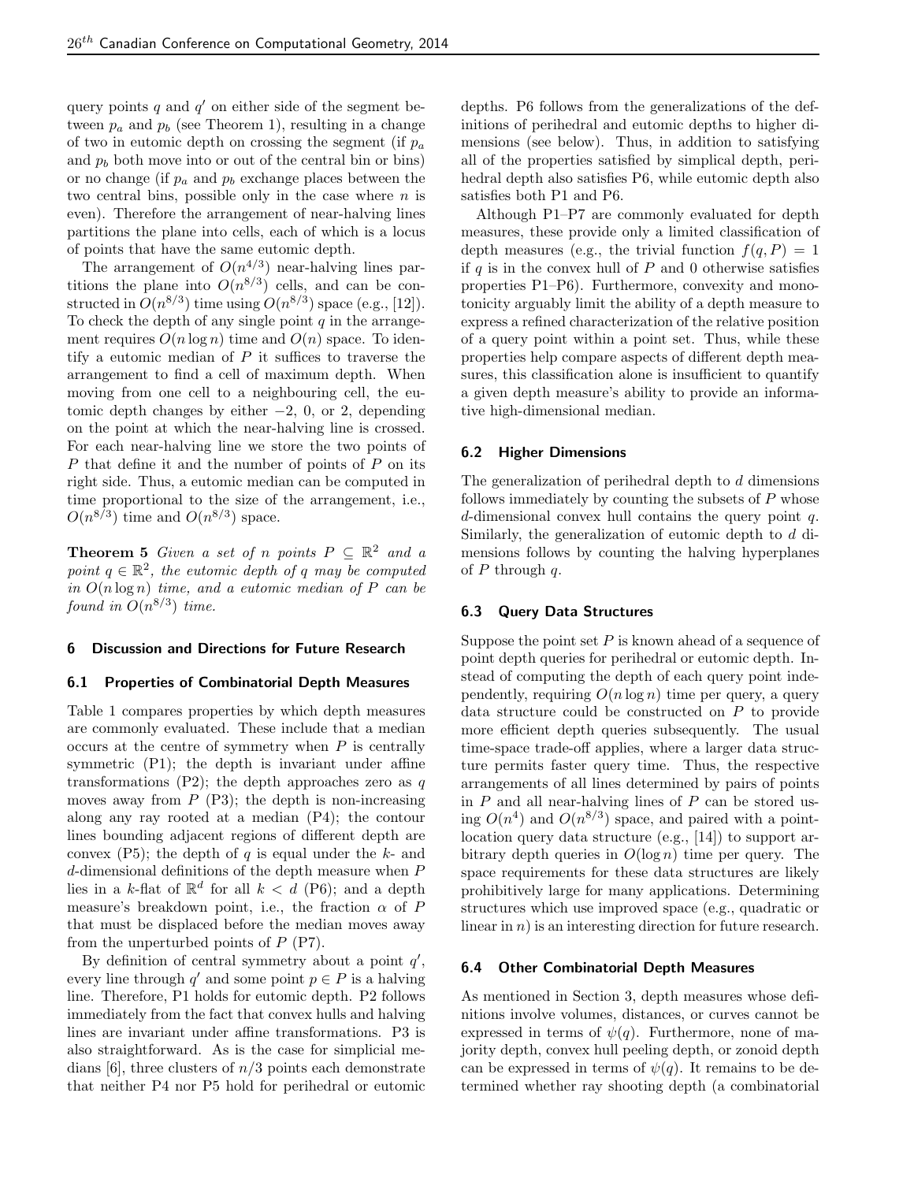query points $q$ and $q'$ on either side of the segment between $p_a$ and $p_b$ (see Theorem 1), resulting in a change of two in eutomic depth on crossing the segment (if $p_a$ and $p_b$ both move into or out of the central bin or bins) or no change (if $p_a$ and $p_b$ exchange places between the two central bins, possible only in the case where $n$ is even). Therefore the arrangement of near-halving lines partitions the plane into cells, each of which is a locus of points that have the same eutomic depth.

The arrangement of $O(n^{4/3})$ near-halving lines partitions the plane into $O(n^{8/3})$ cells, and can be constructed in $O(n^{8/3})$ time using $O(n^{8/3})$ space (e.g., [12]). To check the depth of any single point $q$ in the arrangement requires $O(n \log n)$ time and $O(n)$ space. To identify a eutomic median of $P$ it suffices to traverse the arrangement to find a cell of maximum depth. When moving from one cell to a neighbouring cell, the eutomic depth changes by either $-2$, 0, or 2, depending on the point at which the near-halving line is crossed. For each near-halving line we store the two points of $P$ that define it and the number of points of $P$ on its right side. Thus, a eutomic median can be computed in time proportional to the size of the arrangement, i.e., $O(n^{8/3})$ time and $O(n^{8/3})$ space.

**Theorem 5** *Given a set of $n$ points $P \subseteq \mathbb{R}^2$ and a point $q \in \mathbb{R}^2$, the eutomic depth of $q$ may be computed in $O(n \log n)$ time, and a eutomic median of $P$ can be found in $O(n^{8/3})$ time.*

## 6 Discussion and Directions for Future Research

### 6.1 Properties of Combinatorial Depth Measures

Table 1 compares properties by which depth measures are commonly evaluated. These include that a median occurs at the centre of symmetry when $P$ is centrally symmetric (P1); the depth is invariant under affine transformations (P2); the depth approaches zero as $q$ moves away from $P$ (P3); the depth is non-increasing along any ray rooted at a median (P4); the contour lines bounding adjacent regions of different depth are convex (P5); the depth of $q$ is equal under the $k$- and $d$-dimensional definitions of the depth measure when $P$ lies in a $k$-flat of $\mathbb{R}^d$ for all $k < d$ (P6); and a depth measure's breakdown point, i.e., the fraction $\alpha$ of $P$ that must be displaced before the median moves away from the unperturbed points of $P$ (P7).

By definition of central symmetry about a point $q'$, every line through $q'$ and some point $p \in P$ is a halving line. Therefore, P1 holds for eutomic depth. P2 follows immediately from the fact that convex hulls and halving lines are invariant under affine transformations. P3 is also straightforward. As is the case for simplicial medians [6], three clusters of $n/3$ points each demonstrate that neither P4 nor P5 hold for perihedral or eutomic depths. P6 follows from the generalizations of the definitions of perihedral and eutomic depths to higher dimensions (see below). Thus, in addition to satisfying all of the properties satisfied by simplical depth, perihedral depth also satisfies P6, while eutomic depth also satisfies both P1 and P6.

Although P1–P7 are commonly evaluated for depth measures, these provide only a limited classification of depth measures (e.g., the trivial function $f(q, P) = 1$ if $q$ is in the convex hull of $P$ and 0 otherwise satisfies properties P1–P6). Furthermore, convexity and monotonicity arguably limit the ability of a depth measure to express a refined characterization of the relative position of a query point within a point set. Thus, while these properties help compare aspects of different depth measures, this classification alone is insufficient to quantify a given depth measure's ability to provide an informative high-dimensional median.

### 6.2 Higher Dimensions

The generalization of perihedral depth to $d$ dimensions follows immediately by counting the subsets of $P$ whose $d$-dimensional convex hull contains the query point $q$. Similarly, the generalization of eutomic depth to $d$ dimensions follows by counting the halving hyperplanes of $P$ through $q$.

### 6.3 Query Data Structures

Suppose the point set $P$ is known ahead of a sequence of point depth queries for perihedral or eutomic depth. Instead of computing the depth of each query point independently, requiring $O(n \log n)$ time per query, a query data structure could be constructed on $P$ to provide more efficient depth queries subsequently. The usual time-space trade-off applies, where a larger data structure permits faster query time. Thus, the respective arrangements of all lines determined by pairs of points in $P$ and all near-halving lines of $P$ can be stored using $O(n^4)$ and $O(n^{8/3})$ space, and paired with a point-location query data structure (e.g., [14]) to support arbitrary depth queries in $O(\log n)$ time per query. The space requirements for these data structures are likely prohibitively large for many applications. Determining structures which use improved space (e.g., quadratic or linear in $n$) is an interesting direction for future research.

### 6.4 Other Combinatorial Depth Measures

As mentioned in Section 3, depth measures whose definitions involve volumes, distances, or curves cannot be expressed in terms of $\psi(q)$. Furthermore, none of majority depth, convex hull peeling depth, or zonoid depth can be expressed in terms of $\psi(q)$. It remains to be determined whether ray shooting depth (a combinatorial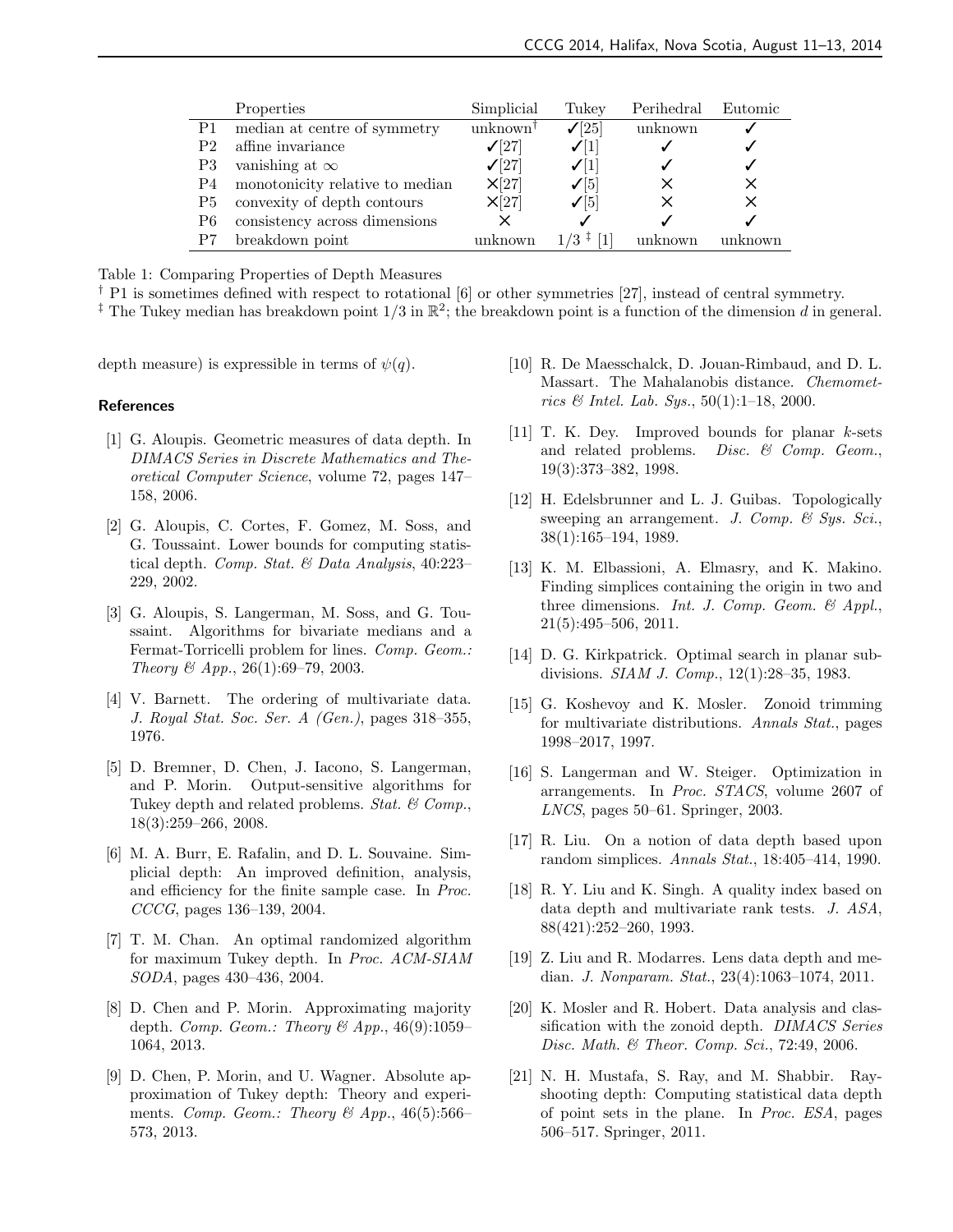| | Properties | Simplicial | Tukey | Perihedral | Eutomic |
|---|---|---|---|---|---|
| P1 | median at centre of symmetry | unknown† | ✓[25] | unknown | ✓ |
| P2 | affine invariance | ✓[27] | ✓[1] | ✓ | ✓ |
| P3 | vanishing at $\infty$ | ✓[27] | ✓[1] | ✓ | ✓ |
| P4 | monotonicity relative to median | ×[27] | ✓[5] | × | × |
| P5 | convexity of depth contours | ×[27] | ✓[5] | × | × |
| P6 | consistency across dimensions | × | ✓ | ✓ | ✓ |
| P7 | breakdown point | unknown | $1/3$ ‡ [1] | unknown | unknown |

Table 1: Comparing Properties of Depth Measures

† P1 is sometimes defined with respect to rotational [6] or other symmetries [27], instead of central symmetry.

‡ The Tukey median has breakdown point $1/3$ in $\mathbb{R}^2$; the breakdown point is a function of the dimension $d$ in general.

depth measure) is expressible in terms of $\psi(q)$.

## References

[1] G. Aloupis. Geometric measures of data depth. In *DIMACS Series in Discrete Mathematics and Theoretical Computer Science*, volume 72, pages 147–158, 2006.

[2] G. Aloupis, C. Cortes, F. Gomez, M. Soss, and G. Toussaint. Lower bounds for computing statistical depth. *Comp. Stat. & Data Analysis*, 40:223–229, 2002.

[3] G. Aloupis, S. Langerman, M. Soss, and G. Toussaint. Algorithms for bivariate medians and a Fermat-Torricelli problem for lines. *Comp. Geom.: Theory & App.*, 26(1):69–79, 2003.

[4] V. Barnett. The ordering of multivariate data. *J. Royal Stat. Soc. Ser. A (Gen.)*, pages 318–355, 1976.

[5] D. Bremner, D. Chen, J. Iacono, S. Langerman, and P. Morin. Output-sensitive algorithms for Tukey depth and related problems. *Stat. & Comp.*, 18(3):259–266, 2008.

[6] M. A. Burr, E. Rafalin, and D. L. Souvaine. Simplicial depth: An improved definition, analysis, and efficiency for the finite sample case. In *Proc. CCCG*, pages 136–139, 2004.

[7] T. M. Chan. An optimal randomized algorithm for maximum Tukey depth. In *Proc. ACM-SIAM SODA*, pages 430–436, 2004.

[8] D. Chen and P. Morin. Approximating majority depth. *Comp. Geom.: Theory & App.*, 46(9):1059–1064, 2013.

[9] D. Chen, P. Morin, and U. Wagner. Absolute approximation of Tukey depth: Theory and experiments. *Comp. Geom.: Theory & App.*, 46(5):566–573, 2013.

[10] R. De Maesschalck, D. Jouan-Rimbaud, and D. L. Massart. The Mahalanobis distance. *Chemometrics & Intel. Lab. Sys.*, 50(1):1–18, 2000.

[11] T. K. Dey. Improved bounds for planar $k$-sets and related problems. *Disc. & Comp. Geom.*, 19(3):373–382, 1998.

[12] H. Edelsbrunner and L. J. Guibas. Topologically sweeping an arrangement. *J. Comp. & Sys. Sci.*, 38(1):165–194, 1989.

[13] K. M. Elbassioni, A. Elmasry, and K. Makino. Finding simplices containing the origin in two and three dimensions. *Int. J. Comp. Geom. & Appl.*, 21(5):495–506, 2011.

[14] D. G. Kirkpatrick. Optimal search in planar subdivisions. *SIAM J. Comp.*, 12(1):28–35, 1983.

[15] G. Koshevoy and K. Mosler. Zonoid trimming for multivariate distributions. *Annals Stat.*, pages 1998–2017, 1997.

[16] S. Langerman and W. Steiger. Optimization in arrangements. In *Proc. STACS*, volume 2607 of *LNCS*, pages 50–61. Springer, 2003.

[17] R. Liu. On a notion of data depth based upon random simplices. *Annals Stat.*, 18:405–414, 1990.

[18] R. Y. Liu and K. Singh. A quality index based on data depth and multivariate rank tests. *J. ASA*, 88(421):252–260, 1993.

[19] Z. Liu and R. Modarres. Lens data depth and median. *J. Nonparam. Stat.*, 23(4):1063–1074, 2011.

[20] K. Mosler and R. Hobert. Data analysis and classification with the zonoid depth. *DIMACS Series Disc. Math. & Theor. Comp. Sci.*, 72:49, 2006.

[21] N. H. Mustafa, S. Ray, and M. Shabbir. Ray-shooting depth: Computing statistical data depth of point sets in the plane. In *Proc. ESA*, pages 506–517. Springer, 2011.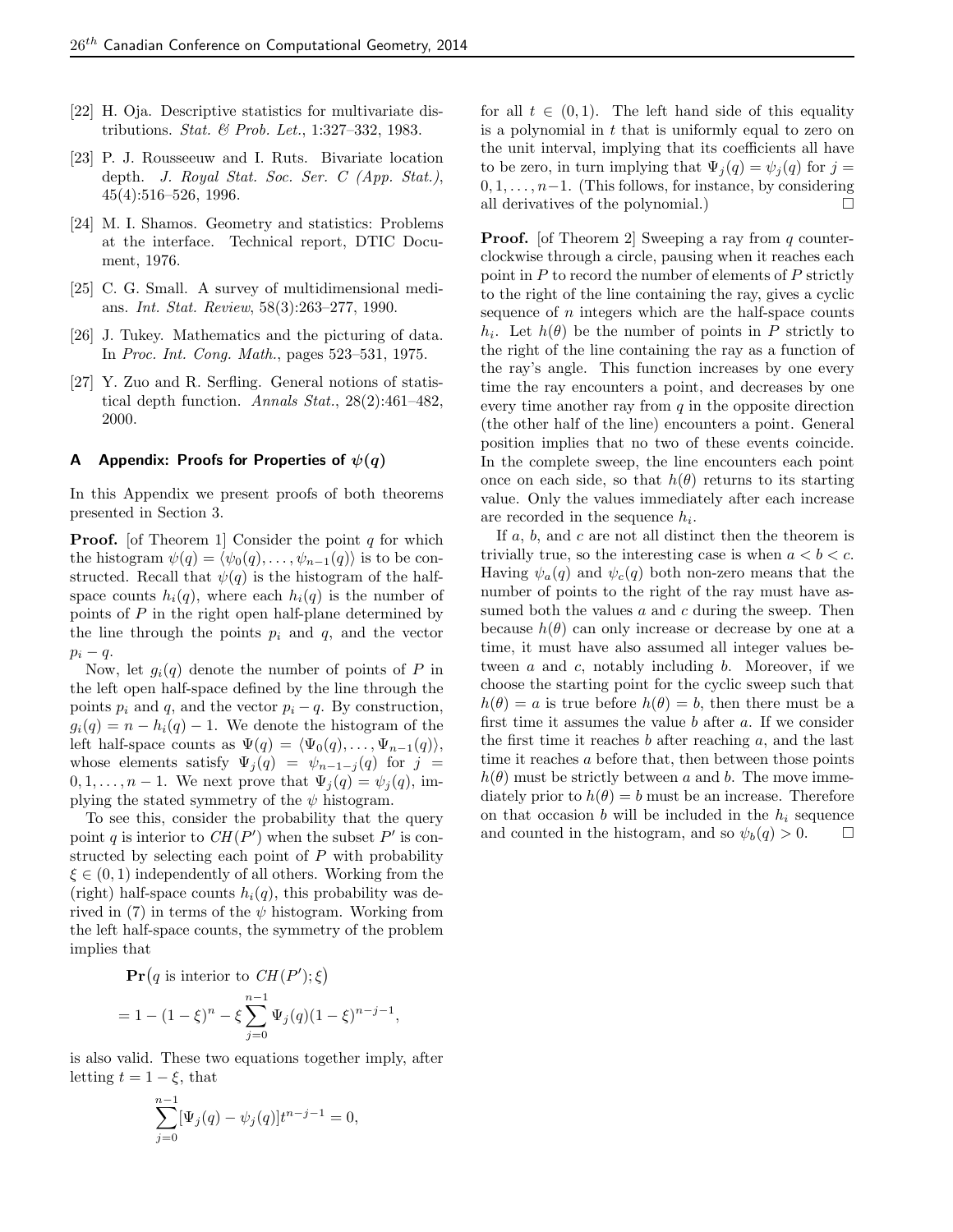[22] H. Oja. Descriptive statistics for multivariate distributions. *Stat. & Prob. Let.*, 1:327–332, 1983.

[23] P. J. Rousseeuw and I. Ruts. Bivariate location depth. *J. Royal Stat. Soc. Ser. C (App. Stat.)*, 45(4):516–526, 1996.

[24] M. I. Shamos. Geometry and statistics: Problems at the interface. Technical report, DTIC Document, 1976.

[25] C. G. Small. A survey of multidimensional medians. *Int. Stat. Review*, 58(3):263–277, 1990.

[26] J. Tukey. Mathematics and the picturing of data. In *Proc. Int. Cong. Math.*, pages 523–531, 1975.

[27] Y. Zuo and R. Serfling. General notions of statistical depth function. *Annals Stat.*, 28(2):461–482, 2000.

## A Appendix: Proofs for Properties of $\psi(q)$

In this Appendix we present proofs of both theorems presented in Section 3.

**Proof.** [of Theorem 1] Consider the point $q$ for which the histogram $\psi(q) = \langle \psi_0(q), \ldots, \psi_{n-1}(q) \rangle$ is to be constructed. Recall that $\psi(q)$ is the histogram of the half-space counts $h_i(q)$, where each $h_i(q)$ is the number of points of $P$ in the right open half-plane determined by the line through the points $p_i$ and $q$, and the vector $p_i - q$.

Now, let $g_i(q)$ denote the number of points of $P$ in the left open half-space defined by the line through the points $p_i$ and $q$, and the vector $p_i - q$. By construction, $g_i(q) = n - h_i(q) - 1$. We denote the histogram of the left half-space counts as $\Psi(q) = \langle \Psi_0(q), \ldots, \Psi_{n-1}(q) \rangle$, whose elements satisfy $\Psi_j(q) = \psi_{n-1-j}(q)$ for $j = 0, 1, \ldots, n-1$. We next prove that $\Psi_j(q) = \psi_j(q)$, implying the stated symmetry of the $\psi$ histogram.

To see this, consider the probability that the query point $q$ is interior to $CH(P')$ when the subset $P'$ is constructed by selecting each point of $P$ with probability $\xi \in (0,1)$ independently of all others. Working from the (right) half-space counts $h_i(q)$, this probability was derived in (7) in terms of the $\psi$ histogram. Working from the left half-space counts, the symmetry of the problem implies that

$$\begin{aligned} &\mathbf{Pr}\big(q \text{ is interior to } CH(P'); \xi\big) \\ &= 1 - (1-\xi)^n - \xi \sum_{j=0}^{n-1} \Psi_j(q)(1-\xi)^{n-j-1}, \end{aligned}$$

is also valid. These two equations together imply, after letting $t = 1 - \xi$, that

$$\sum_{j=0}^{n-1} [\Psi_j(q) - \psi_j(q)] t^{n-j-1} = 0,$$

for all $t \in (0,1)$. The left hand side of this equality is a polynomial in $t$ that is uniformly equal to zero on the unit interval, implying that its coefficients all have to be zero, in turn implying that $\Psi_j(q) = \psi_j(q)$ for $j = 0, 1, \ldots, n-1$. (This follows, for instance, by considering all derivatives of the polynomial.) □

**Proof.** [of Theorem 2] Sweeping a ray from $q$ counterclockwise through a circle, pausing when it reaches each point in $P$ to record the number of elements of $P$ strictly to the right of the line containing the ray, gives a cyclic sequence of $n$ integers which are the half-space counts $h_i$. Let $h(\theta)$ be the number of points in $P$ strictly to the right of the line containing the ray as a function of the ray's angle. This function increases by one every time the ray encounters a point, and decreases by one every time another ray from $q$ in the opposite direction (the other half of the line) encounters a point. General position implies that no two of these events coincide. In the complete sweep, the line encounters each point once on each side, so that $h(\theta)$ returns to its starting value. Only the values immediately after each increase are recorded in the sequence $h_i$.

If $a$, $b$, and $c$ are not all distinct then the theorem is trivially true, so the interesting case is when $a < b < c$. Having $\psi_a(q)$ and $\psi_c(q)$ both non-zero means that the number of points to the right of the ray must have assumed both the values $a$ and $c$ during the sweep. Then because $h(\theta)$ can only increase or decrease by one at a time, it must have also assumed all integer values between $a$ and $c$, notably including $b$. Moreover, if we choose the starting point for the cyclic sweep such that $h(\theta) = a$ is true before $h(\theta) = b$, then there must be a first time it assumes the value $b$ after $a$. If we consider the first time it reaches $b$ after reaching $a$, and the last time it reaches $a$ before that, then between those points $h(\theta)$ must be strictly between $a$ and $b$. The move immediately prior to $h(\theta) = b$ must be an increase. Therefore on that occasion $b$ will be included in the $h_i$ sequence and counted in the histogram, and so $\psi_b(q) > 0$. □